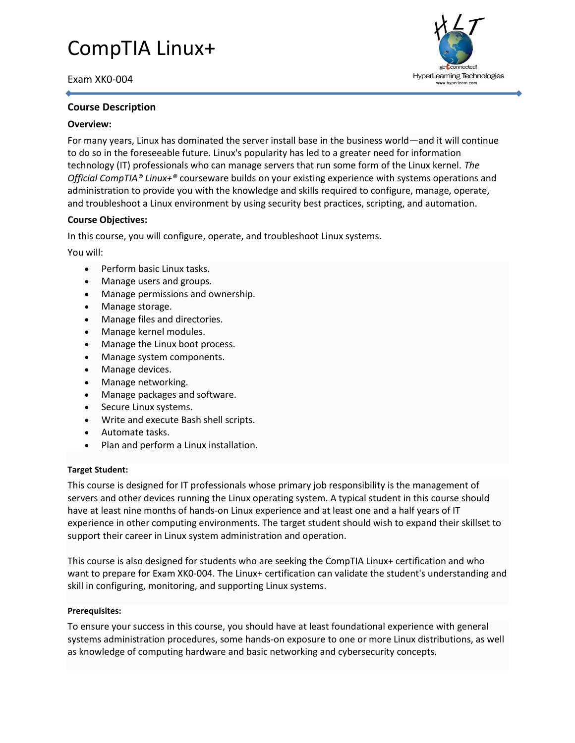# CompTIA Linux+

Exam XK0-004

## Course Description

### Overview:

For many years, Linux has dominated the server install base in the business world—and it will continue to do so in the foreseeable future. Linux's popularity has led to a greater need for information technology (IT) professionals who can manage servers that run some form of the Linux kernel. *The Official CompTIA® Linux+®* courseware builds on your existing experience with systems operations and administration to provide you with the knowledge and skills required to configure, manage, operate, and troubleshoot a Linux environment by using security best practices, scripting, and automation.

### Course Objectives:

In this course, you will configure, operate, and troubleshoot Linux systems.

You will:

- Perform basic Linux tasks.
- Manage users and groups.
- Manage permissions and ownership.
- Manage storage.
- Manage files and directories.
- Manage kernel modules.
- Manage the Linux boot process.
- Manage system components.
- Manage devices.
- Manage networking.
- Manage packages and software.
- Secure Linux systems.
- Write and execute Bash shell scripts.
- Automate tasks.
- Plan and perform a Linux installation.

#### Target Student:

This course is designed for IT professionals whose primary job responsibility is the management of servers and other devices running the Linux operating system. A typical student in this course should have at least nine months of hands-on Linux experience and at least one and a half years of IT experience in other computing environments. The target student should wish to expand their skillset to support their career in Linux system administration and operation.

This course is also designed for students who are seeking the CompTIA Linux+ certification and who want to prepare for Exam XK0-004. The Linux+ certification can validate the student's understanding and skill in configuring, monitoring, and supporting Linux systems.

#### Prerequisites:

To ensure your success in this course, you should have at least foundational experience with general systems administration procedures, some hands-on exposure to one or more Linux distributions, as well as knowledge of computing hardware and basic networking and cybersecurity concepts.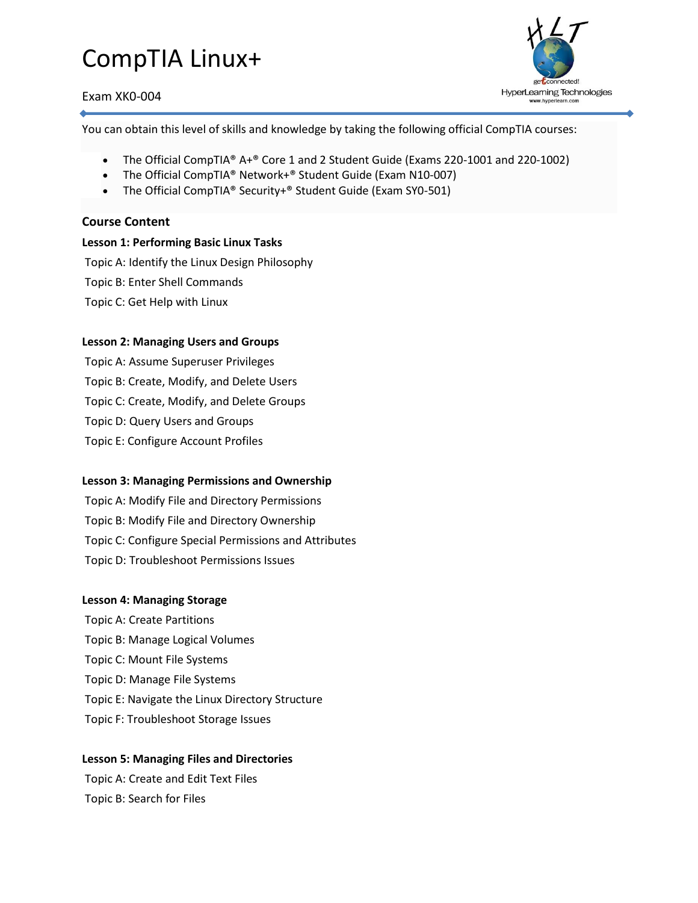# CompTIA Linux+

Exam XK0-004

You can obtain this level of skills and knowledge by taking the following official CompTIA courses:

- The Official CompTIA® A+® Core 1 and 2 Student Guide (Exams 220-1001 and 220-1002)
- The Official CompTIA® Network+® Student Guide (Exam N10-007)
- The Official CompTIA® Security+® Student Guide (Exam SY0-501)

## Course Content

**Lesson 1: Performing Basic Linux Tasks**

Topic A: Identify the Linux Design Philosophy

Topic B: Enter Shell Commands

Topic C: Get Help with Linux

**Lesson 2: Managing Users and Groups**

Topic A: Assume Superuser Privileges

Topic B: Create, Modify, and Delete Users

Topic C: Create, Modify, and Delete Groups

Topic D: Query Users and Groups

Topic E: Configure Account Profiles

**Lesson 3: Managing Permissions and Ownership**

Topic A: Modify File and Directory Permissions

Topic B: Modify File and Directory Ownership

Topic C: Configure Special Permissions and Attributes

Topic D: Troubleshoot Permissions Issues

**Lesson 4: Managing Storage**

Topic A: Create Partitions

Topic B: Manage Logical Volumes

Topic C: Mount File Systems

Topic D: Manage File Systems

Topic E: Navigate the Linux Directory Structure

Topic F: Troubleshoot Storage Issues

**Lesson 5: Managing Files and Directories**

Topic A: Create and Edit Text Files

Topic B: Search for Files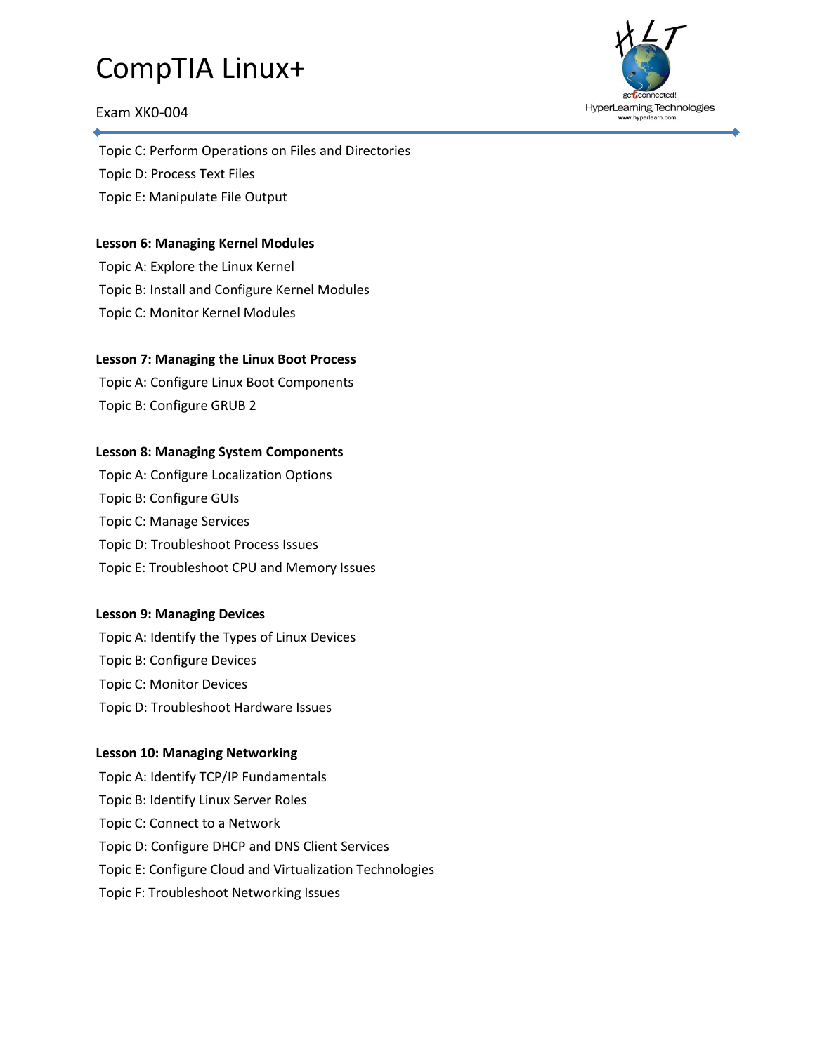Topic C: Perform Operations on Files and Directories

Topic D: Process Text Files

Topic E: Manipulate File Output

**Lesson 6: Managing Kernel Modules**

Topic A: Explore the Linux Kernel

Topic B: Install and Configure Kernel Modules

Topic C: Monitor Kernel Modules

**Lesson 7: Managing the Linux Boot Process**

Topic A: Configure Linux Boot Components

Topic B: Configure GRUB 2

**Lesson 8: Managing System Components**

Topic A: Configure Localization Options

Topic B: Configure GUIs

Topic C: Manage Services

Topic D: Troubleshoot Process Issues

Topic E: Troubleshoot CPU and Memory Issues

**Lesson 9: Managing Devices**

Topic A: Identify the Types of Linux Devices

Topic B: Configure Devices

Topic C: Monitor Devices

Topic D: Troubleshoot Hardware Issues

**Lesson 10: Managing Networking**

Topic A: Identify TCP/IP Fundamentals

Topic B: Identify Linux Server Roles

Topic C: Connect to a Network

Topic D: Configure DHCP and DNS Client Services

Topic E: Configure Cloud and Virtualization Technologies

Topic F: Troubleshoot Networking Issues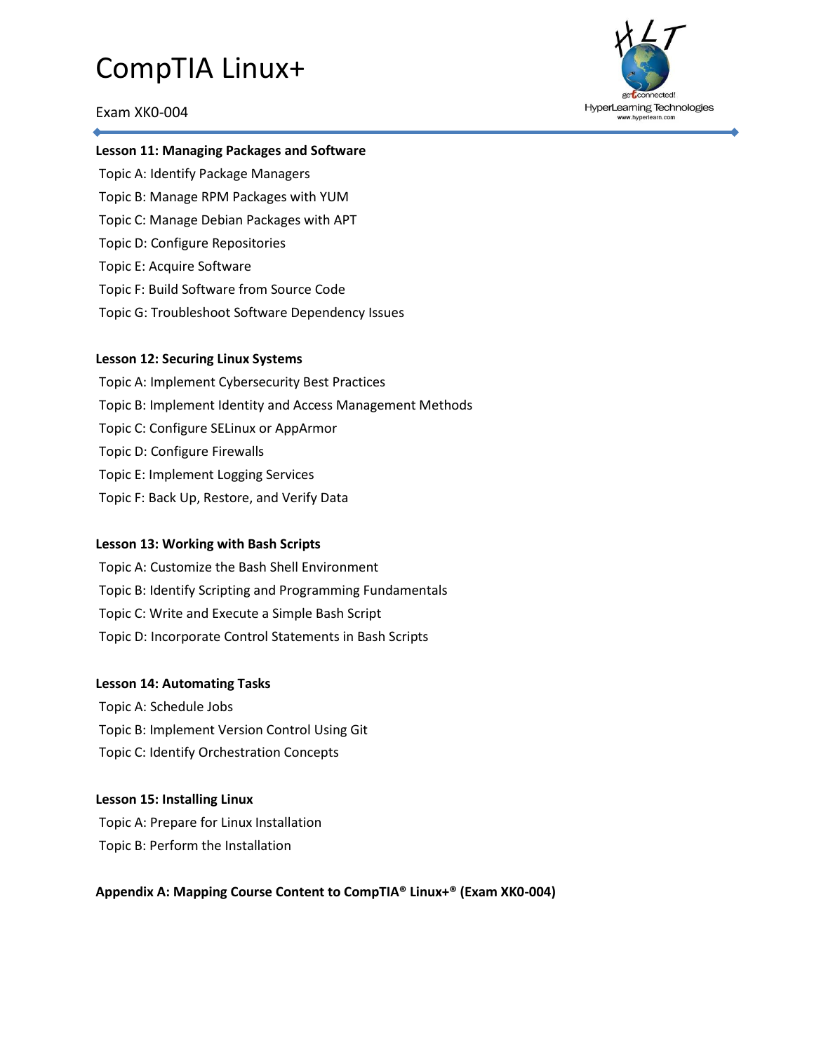**Lesson 11: Managing Packages and Software**

Topic A: Identify Package Managers
Topic B: Manage RPM Packages with YUM
Topic C: Manage Debian Packages with APT
Topic D: Configure Repositories
Topic E: Acquire Software
Topic F: Build Software from Source Code
Topic G: Troubleshoot Software Dependency Issues

**Lesson 12: Securing Linux Systems**

Topic A: Implement Cybersecurity Best Practices
Topic B: Implement Identity and Access Management Methods
Topic C: Configure SELinux or AppArmor
Topic D: Configure Firewalls
Topic E: Implement Logging Services
Topic F: Back Up, Restore, and Verify Data

**Lesson 13: Working with Bash Scripts**

Topic A: Customize the Bash Shell Environment
Topic B: Identify Scripting and Programming Fundamentals
Topic C: Write and Execute a Simple Bash Script
Topic D: Incorporate Control Statements in Bash Scripts

**Lesson 14: Automating Tasks**

Topic A: Schedule Jobs
Topic B: Implement Version Control Using Git
Topic C: Identify Orchestration Concepts

**Lesson 15: Installing Linux**

Topic A: Prepare for Linux Installation
Topic B: Perform the Installation

**Appendix A: Mapping Course Content to CompTIA® Linux+® (Exam XK0-004)**